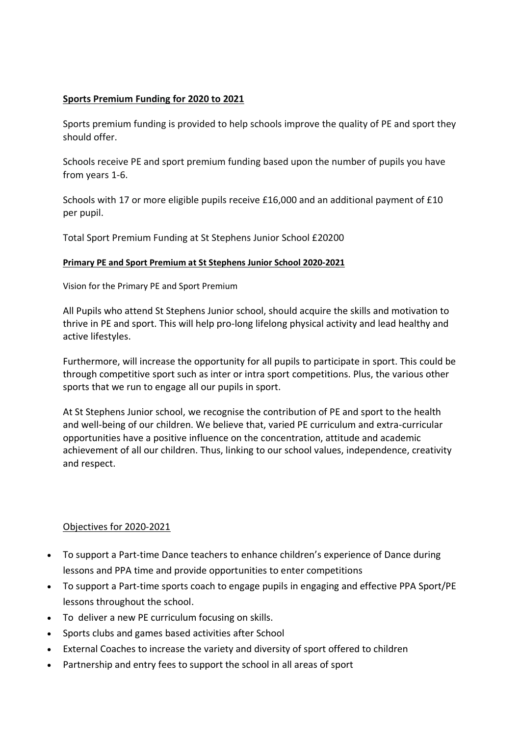## Sports Premium Funding for 2020 to 2021

Sports premium funding is provided to help schools improve the quality of PE and sport they should offer.

Schools receive PE and sport premium funding based upon the number of pupils you have from years 1-6.

Schools with 17 or more eligible pupils receive £16,000 and an additional payment of £10 per pupil.

Total Sport Premium Funding at St Stephens Junior School £20200

### Primary PE and Sport Premium at St Stephens Junior School 2020-2021

Vision for the Primary PE and Sport Premium

All Pupils who attend St Stephens Junior school, should acquire the skills and motivation to thrive in PE and sport. This will help pro-long lifelong physical activity and lead healthy and active lifestyles.

Furthermore, will increase the opportunity for all pupils to participate in sport. This could be through competitive sport such as inter or intra sport competitions. Plus, the various other sports that we run to engage all our pupils in sport.

At St Stephens Junior school, we recognise the contribution of PE and sport to the health and well-being of our children. We believe that, varied PE curriculum and extra-curricular opportunities have a positive influence on the concentration, attitude and academic achievement of all our children. Thus, linking to our school values, independence, creativity and respect.

### Objectives for 2020-2021

- To support a Part-time Dance teachers to enhance children's experience of Dance during lessons and PPA time and provide opportunities to enter competitions
- To support a Part-time sports coach to engage pupils in engaging and effective PPA Sport/PE lessons throughout the school.
- To deliver a new PE curriculum focusing on skills.
- Sports clubs and games based activities after School
- External Coaches to increase the variety and diversity of sport offered to children
- Partnership and entry fees to support the school in all areas of sport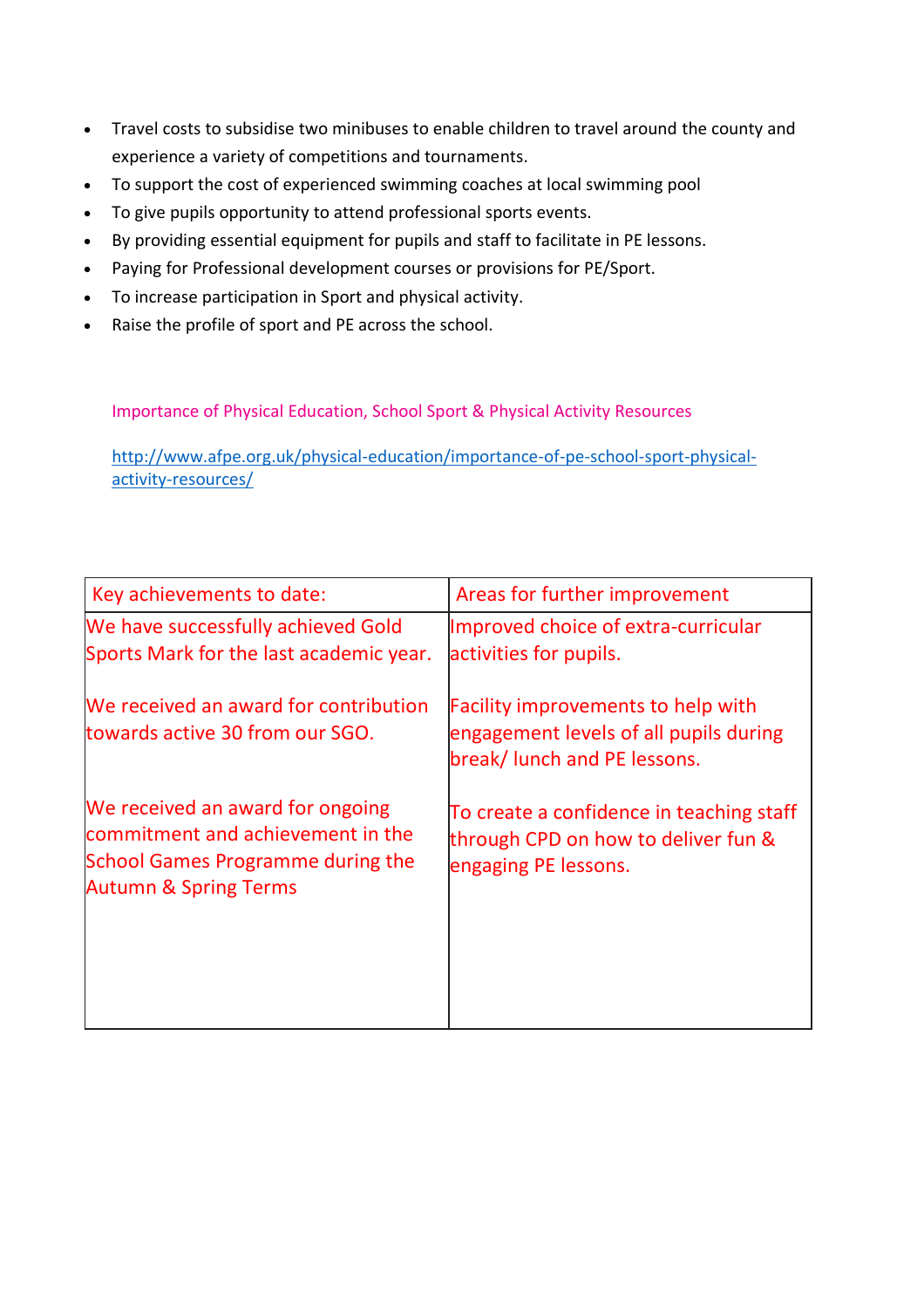- Travel costs to subsidise two minibuses to enable children to travel around the county and experience a variety of competitions and tournaments.
- To support the cost of experienced swimming coaches at local swimming pool
- To give pupils opportunity to attend professional sports events.
- By providing essential equipment for pupils and staff to facilitate in PE lessons.
- Paying for Professional development courses or provisions for PE/Sport.
- To increase participation in Sport and physical activity.
- Raise the profile of sport and PE across the school.

Importance of Physical Education, School Sport & Physical Activity Resources

http://www.afpe.org.uk/physical-education/importance-of-pe-school-sport-physical-activity-resources/

| Key achievements to date: | Areas for further improvement |
|---|---|
| We have successfully achieved Gold Sports Mark for the last academic year.<br><br>We received an award for contribution towards active 30 from our SGO.<br><br>We received an award for ongoing commitment and achievement in the School Games Programme during the Autumn & Spring Terms | Improved choice of extra-curricular activities for pupils.<br><br>Facility improvements to help with engagement levels of all pupils during break/ lunch and PE lessons.<br><br>To create a confidence in teaching staff through CPD on how to deliver fun & engaging PE lessons. |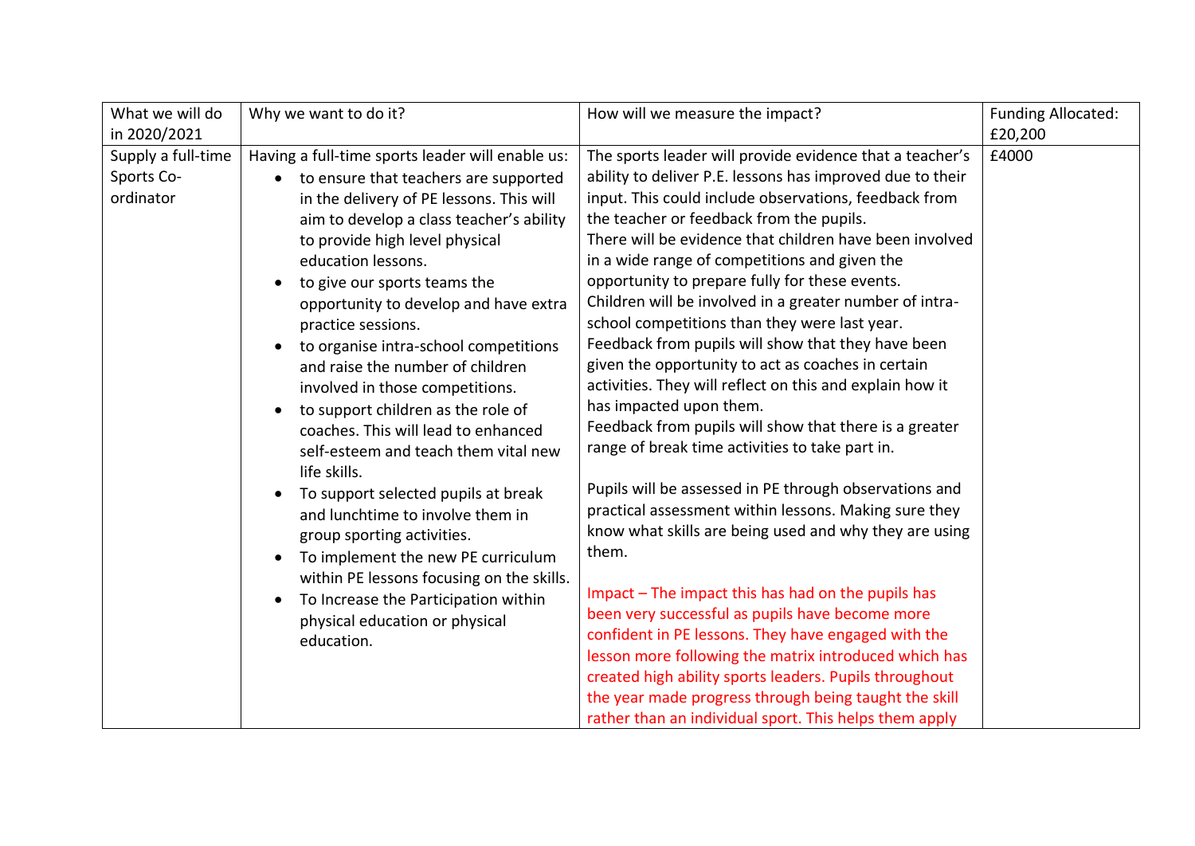| What we will do in 2020/2021 | Why we want to do it? | How will we measure the impact? | Funding Allocated: £20,200 |
|---|---|---|---|
| Supply a full-time Sports Co-ordinator | Having a full-time sports leader will enable us:<br>• to ensure that teachers are supported in the delivery of PE lessons. This will aim to develop a class teacher's ability to provide high level physical education lessons.<br>• to give our sports teams the opportunity to develop and have extra practice sessions.<br>• to organise intra-school competitions and raise the number of children involved in those competitions.<br>• to support children as the role of coaches. This will lead to enhanced self-esteem and teach them vital new life skills.<br>• To support selected pupils at break and lunchtime to involve them in group sporting activities.<br>• To implement the new PE curriculum within PE lessons focusing on the skills.<br>• To Increase the Participation within physical education or physical education. | The sports leader will provide evidence that a teacher's ability to deliver P.E. lessons has improved due to their input. This could include observations, feedback from the teacher or feedback from the pupils.<br>There will be evidence that children have been involved in a wide range of competitions and given the opportunity to prepare fully for these events.<br>Children will be involved in a greater number of intra-school competitions than they were last year.<br>Feedback from pupils will show that they have been given the opportunity to act as coaches in certain activities. They will reflect on this and explain how it has impacted upon them.<br>Feedback from pupils will show that there is a greater range of break time activities to take part in.<br><br>Pupils will be assessed in PE through observations and practical assessment within lessons. Making sure they know what skills are being used and why they are using them.<br><br>Impact – The impact this has had on the pupils has been very successful as pupils have become more confident in PE lessons. They have engaged with the lesson more following the matrix introduced which has created high ability sports leaders. Pupils throughout the year made progress through being taught the skill rather than an individual sport. This helps them apply | £4000 |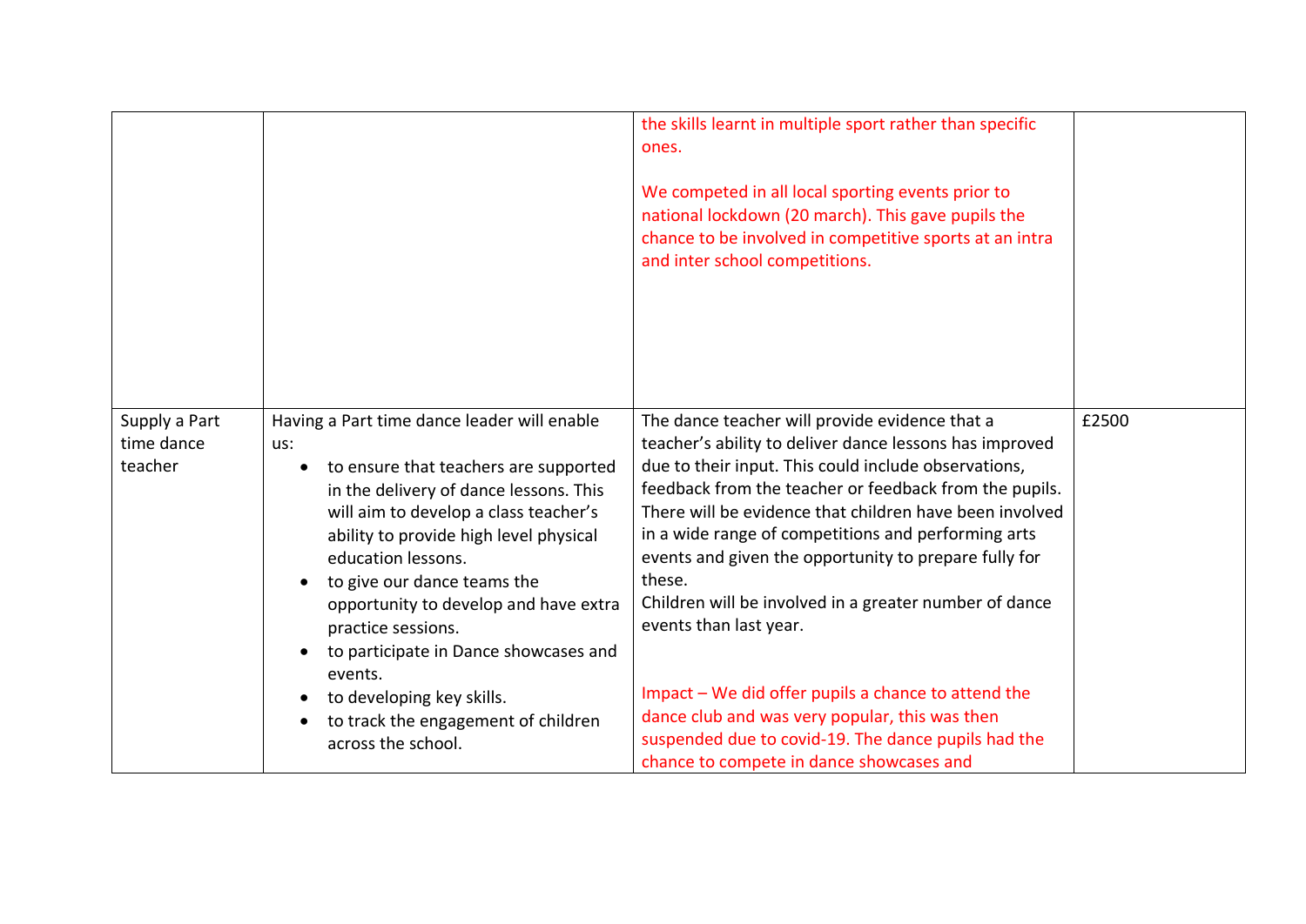| | | | |
|---|---|---|---|
| | | the skills learnt in multiple sport rather than specific ones.<br><br>We competed in all local sporting events prior to national lockdown (20 march). This gave pupils the chance to be involved in competitive sports at an intra and inter school competitions. | |
| Supply a Part time dance teacher | Having a Part time dance leader will enable us:<br>• to ensure that teachers are supported in the delivery of dance lessons. This will aim to develop a class teacher's ability to provide high level physical education lessons.<br>• to give our dance teams the opportunity to develop and have extra practice sessions.<br>• to participate in Dance showcases and events.<br>• to developing key skills.<br>• to track the engagement of children across the school. | The dance teacher will provide evidence that a teacher's ability to deliver dance lessons has improved due to their input. This could include observations, feedback from the teacher or feedback from the pupils. There will be evidence that children have been involved in a wide range of competitions and performing arts events and given the opportunity to prepare fully for these.<br>Children will be involved in a greater number of dance events than last year.<br><br>Impact – We did offer pupils a chance to attend the dance club and was very popular, this was then suspended due to covid-19. The dance pupils had the chance to compete in dance showcases and | £2500 |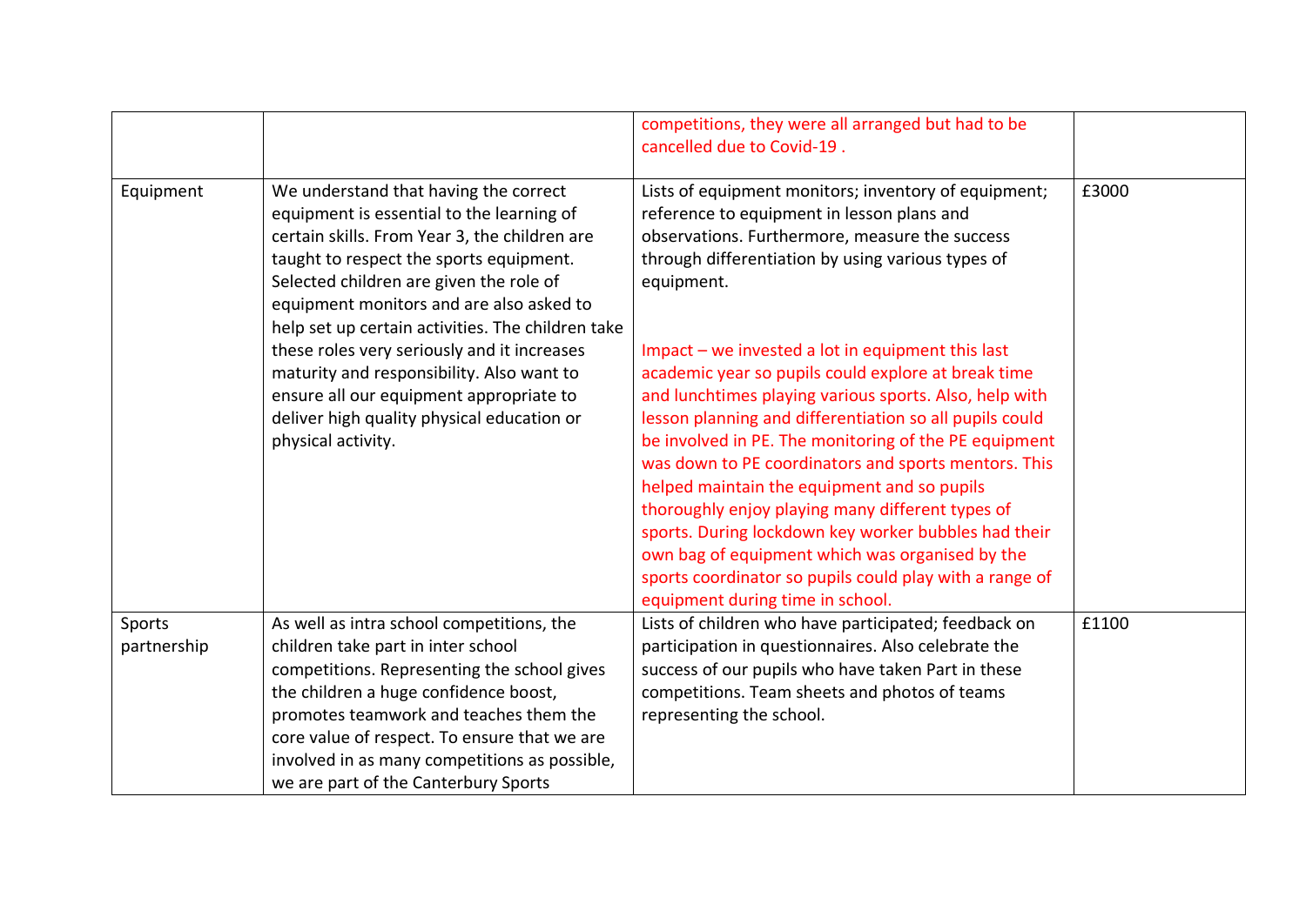| | | | |
|---|---|---|---|
| | | competitions, they were all arranged but had to be cancelled due to Covid-19 . | |
| Equipment | We understand that having the correct equipment is essential to the learning of certain skills. From Year 3, the children are taught to respect the sports equipment. Selected children are given the role of equipment monitors and are also asked to help set up certain activities. The children take these roles very seriously and it increases maturity and responsibility. Also want to ensure all our equipment appropriate to deliver high quality physical education or physical activity. | Lists of equipment monitors; inventory of equipment; reference to equipment in lesson plans and observations. Furthermore, measure the success through differentiation by using various types of equipment.<br><br>Impact – we invested a lot in equipment this last academic year so pupils could explore at break time and lunchtimes playing various sports. Also, help with lesson planning and differentiation so all pupils could be involved in PE. The monitoring of the PE equipment was down to PE coordinators and sports mentors. This helped maintain the equipment and so pupils thoroughly enjoy playing many different types of sports. During lockdown key worker bubbles had their own bag of equipment which was organised by the sports coordinator so pupils could play with a range of equipment during time in school. | £3000 |
| Sports partnership | As well as intra school competitions, the children take part in inter school competitions. Representing the school gives the children a huge confidence boost, promotes teamwork and teaches them the core value of respect. To ensure that we are involved in as many competitions as possible, we are part of the Canterbury Sports | Lists of children who have participated; feedback on participation in questionnaires. Also celebrate the success of our pupils who have taken Part in these competitions. Team sheets and photos of teams representing the school. | £1100 |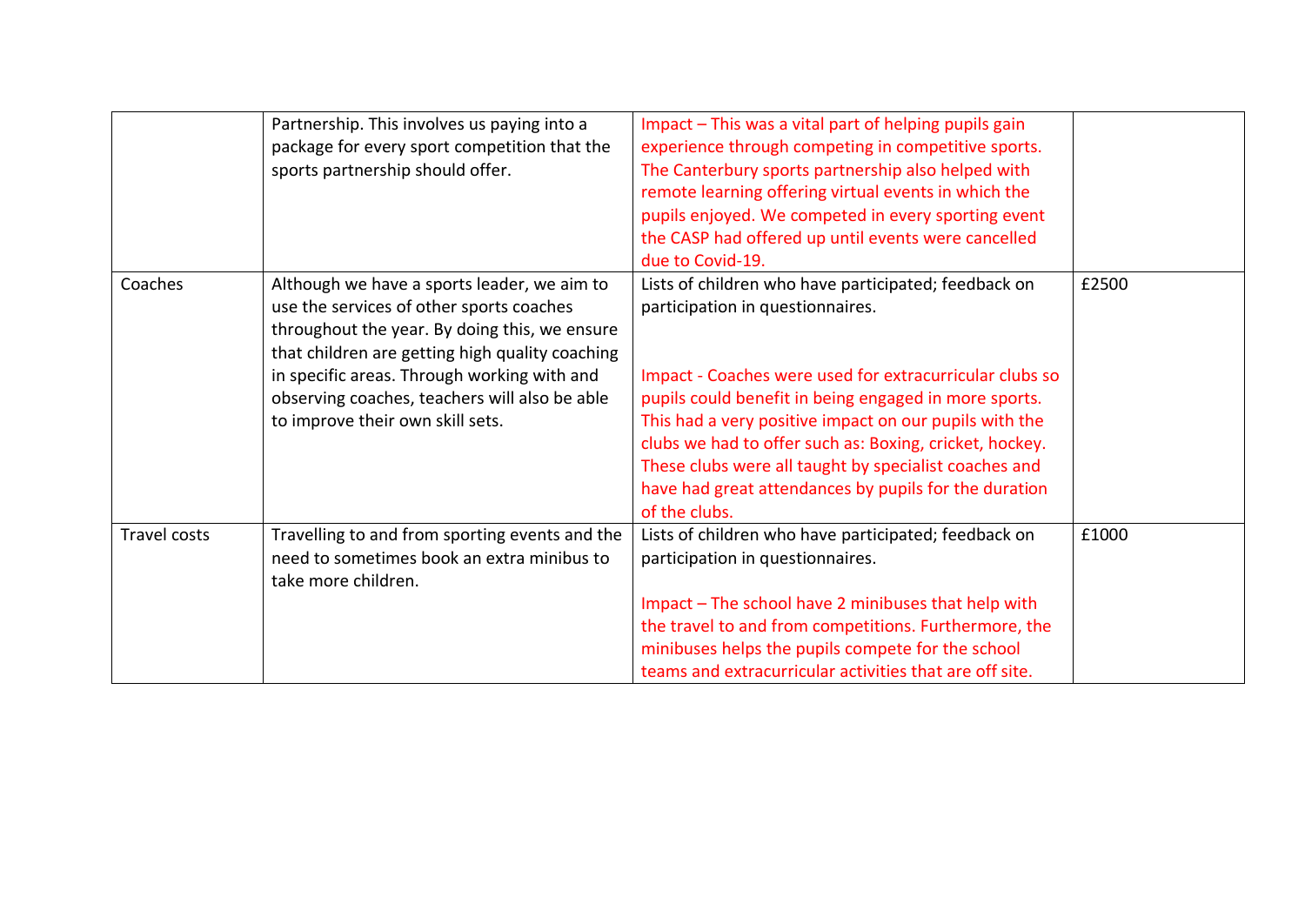| | | | |
|---|---|---|---|
| | Partnership. This involves us paying into a package for every sport competition that the sports partnership should offer. | Impact – This was a vital part of helping pupils gain experience through competing in competitive sports. The Canterbury sports partnership also helped with remote learning offering virtual events in which the pupils enjoyed. We competed in every sporting event the CASP had offered up until events were cancelled due to Covid-19. | |
| Coaches | Although we have a sports leader, we aim to use the services of other sports coaches throughout the year. By doing this, we ensure that children are getting high quality coaching in specific areas. Through working with and observing coaches, teachers will also be able to improve their own skill sets. | Lists of children who have participated; feedback on participation in questionnaires.<br><br>Impact - Coaches were used for extracurricular clubs so pupils could benefit in being engaged in more sports. This had a very positive impact on our pupils with the clubs we had to offer such as: Boxing, cricket, hockey. These clubs were all taught by specialist coaches and have had great attendances by pupils for the duration of the clubs. | £2500 |
| Travel costs | Travelling to and from sporting events and the need to sometimes book an extra minibus to take more children. | Lists of children who have participated; feedback on participation in questionnaires.<br><br>Impact – The school have 2 minibuses that help with the travel to and from competitions. Furthermore, the minibuses helps the pupils compete for the school teams and extracurricular activities that are off site. | £1000 |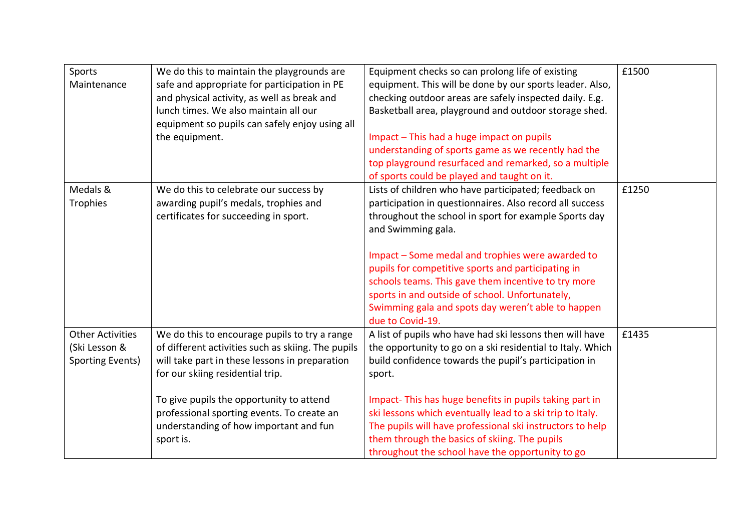| | | | |
|---|---|---|---|
| Sports Maintenance | We do this to maintain the playgrounds are safe and appropriate for participation in PE and physical activity, as well as break and lunch times. We also maintain all our equipment so pupils can safely enjoy using all the equipment. | Equipment checks so can prolong life of existing equipment. This will be done by our sports leader. Also, checking outdoor areas are safely inspected daily. E.g. Basketball area, playground and outdoor storage shed.<br><br>Impact – This had a huge impact on pupils understanding of sports game as we recently had the top playground resurfaced and remarked, so a multiple of sports could be played and taught on it. | £1500 |
| Medals & Trophies | We do this to celebrate our success by awarding pupil's medals, trophies and certificates for succeeding in sport. | Lists of children who have participated; feedback on participation in questionnaires. Also record all success throughout the school in sport for example Sports day and Swimming gala.<br><br>Impact – Some medal and trophies were awarded to pupils for competitive sports and participating in schools teams. This gave them incentive to try more sports in and outside of school. Unfortunately, Swimming gala and spots day weren't able to happen due to Covid-19. | £1250 |
| Other Activities (Ski Lesson & Sporting Events) | We do this to encourage pupils to try a range of different activities such as skiing. The pupils will take part in these lessons in preparation for our skiing residential trip.<br><br>To give pupils the opportunity to attend professional sporting events. To create an understanding of how important and fun sport is. | A list of pupils who have had ski lessons then will have the opportunity to go on a ski residential to Italy. Which build confidence towards the pupil's participation in sport.<br><br>Impact- This has huge benefits in pupils taking part in ski lessons which eventually lead to a ski trip to Italy. The pupils will have professional ski instructors to help them through the basics of skiing. The pupils throughout the school have the opportunity to go | £1435 |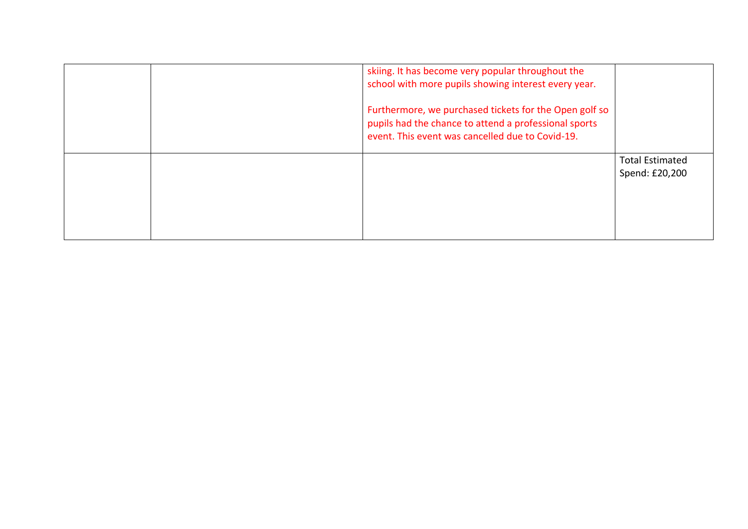| | | | |
|---|---|---|---|
| | | skiing. It has become very popular throughout the school with more pupils showing interest every year.<br><br>Furthermore, we purchased tickets for the Open golf so pupils had the chance to attend a professional sports event. This event was cancelled due to Covid-19. | |
| | | | Total Estimated Spend: £20,200 |